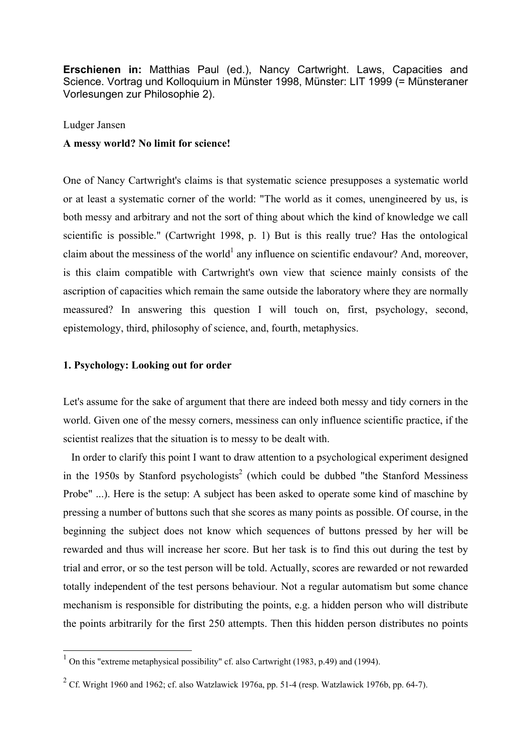**Erschienen in:** Matthias Paul (ed.), Nancy Cartwright. Laws, Capacities and Science. Vortrag und Kolloquium in Münster 1998, Münster: LIT 1999 (= Münsteraner Vorlesungen zur Philosophie 2).

Ludger Jansen

**A messy world? No limit for science!**

One of Nancy Cartwright's claims is that systematic science presupposes a systematic world or at least a systematic corner of the world: "The world as it comes, unengineered by us, is both messy and arbitrary and not the sort of thing about which the kind of knowledge we call scientific is possible." (Cartwright 1998, p. 1) But is this really true? Has the ontological claim about the messiness of the world[1] any influence on scientific endavour? And, moreover, is this claim compatible with Cartwright's own view that science mainly consists of the ascription of capacities which remain the same outside the laboratory where they are normally meassured? In answering this question I will touch on, first, psychology, second, epistemology, third, philosophy of science, and, fourth, metaphysics.

## 1. Psychology: Looking out for order

Let's assume for the sake of argument that there are indeed both messy and tidy corners in the world. Given one of the messy corners, messiness can only influence scientific practice, if the scientist realizes that the situation is to messy to be dealt with.

In order to clarify this point I want to draw attention to a psychological experiment designed in the 1950s by Stanford psychologists[2] (which could be dubbed "the Stanford Messiness Probe" ...). Here is the setup: A subject has been asked to operate some kind of maschine by pressing a number of buttons such that she scores as many points as possible. Of course, in the beginning the subject does not know which sequences of buttons pressed by her will be rewarded and thus will increase her score. But her task is to find this out during the test by trial and error, or so the test person will be told. Actually, scores are rewarded or not rewarded totally independent of the test persons behaviour. Not a regular automatism but some chance mechanism is responsible for distributing the points, e.g. a hidden person who will distribute the points arbitrarily for the first 250 attempts. Then this hidden person distributes no points

[1] On this "extreme metaphysical possibility" cf. also Cartwright (1983, p.49) and (1994).

[2] Cf. Wright 1960 and 1962; cf. also Watzlawick 1976a, pp. 51-4 (resp. Watzlawick 1976b, pp. 64-7).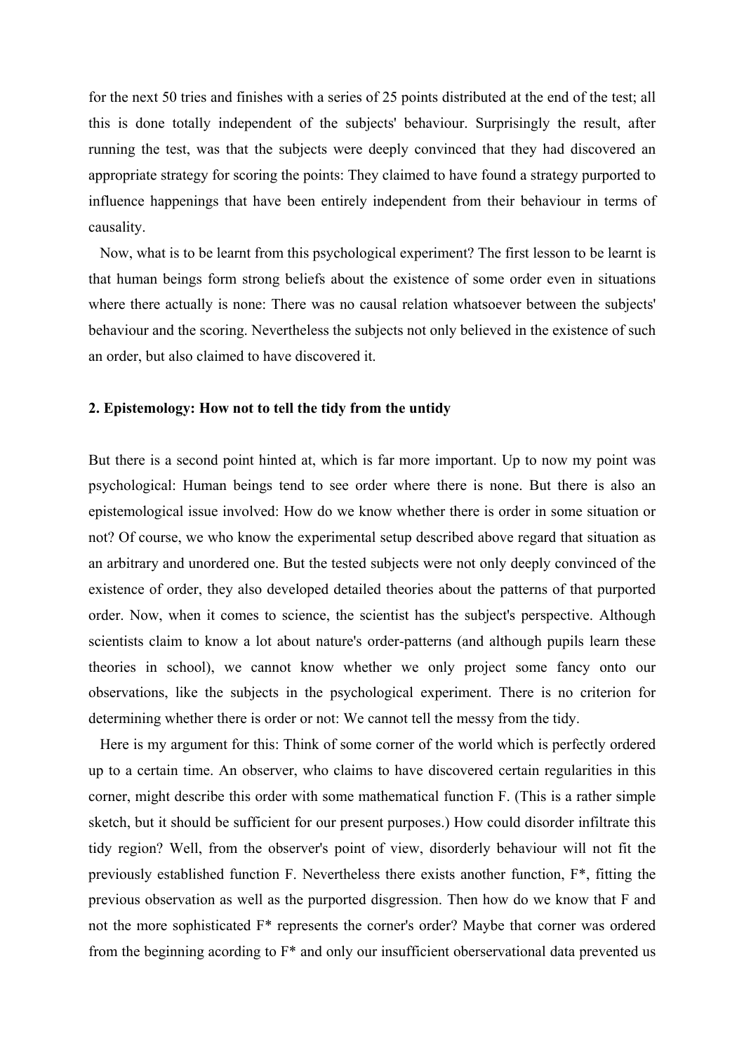for the next 50 tries and finishes with a series of 25 points distributed at the end of the test; all this is done totally independent of the subjects' behaviour. Surprisingly the result, after running the test, was that the subjects were deeply convinced that they had discovered an appropriate strategy for scoring the points: They claimed to have found a strategy purported to influence happenings that have been entirely independent from their behaviour in terms of causality.

Now, what is to be learnt from this psychological experiment? The first lesson to be learnt is that human beings form strong beliefs about the existence of some order even in situations where there actually is none: There was no causal relation whatsoever between the subjects' behaviour and the scoring. Nevertheless the subjects not only believed in the existence of such an order, but also claimed to have discovered it.

## 2. Epistemology: How not to tell the tidy from the untidy

But there is a second point hinted at, which is far more important. Up to now my point was psychological: Human beings tend to see order where there is none. But there is also an epistemological issue involved: How do we know whether there is order in some situation or not? Of course, we who know the experimental setup described above regard that situation as an arbitrary and unordered one. But the tested subjects were not only deeply convinced of the existence of order, they also developed detailed theories about the patterns of that purported order. Now, when it comes to science, the scientist has the subject's perspective. Although scientists claim to know a lot about nature's order-patterns (and although pupils learn these theories in school), we cannot know whether we only project some fancy onto our observations, like the subjects in the psychological experiment. There is no criterion for determining whether there is order or not: We cannot tell the messy from the tidy.

Here is my argument for this: Think of some corner of the world which is perfectly ordered up to a certain time. An observer, who claims to have discovered certain regularities in this corner, might describe this order with some mathematical function F. (This is a rather simple sketch, but it should be sufficient for our present purposes.) How could disorder infiltrate this tidy region? Well, from the observer's point of view, disorderly behaviour will not fit the previously established function F. Nevertheless there exists another function, F*, fitting the previous observation as well as the purported disgression. Then how do we know that F and not the more sophisticated F* represents the corner's order? Maybe that corner was ordered from the beginning acording to F* and only our insufficient oberservational data prevented us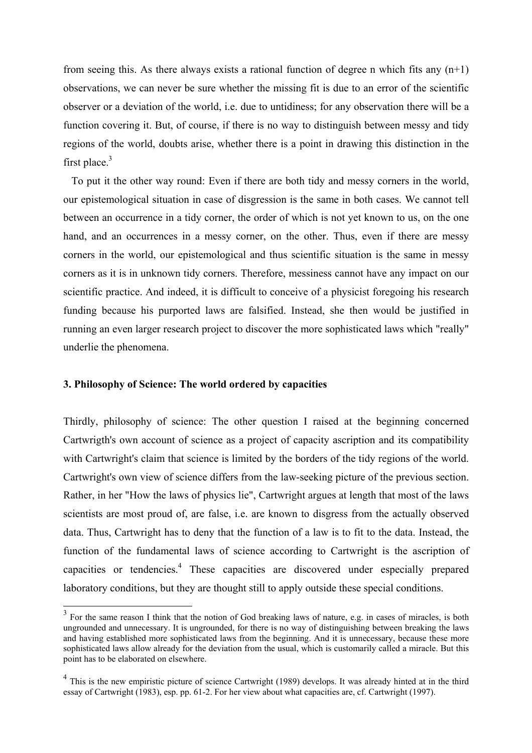from seeing this. As there always exists a rational function of degree n which fits any (n+1) observations, we can never be sure whether the missing fit is due to an error of the scientific observer or a deviation of the world, i.e. due to untidiness; for any observation there will be a function covering it. But, of course, if there is no way to distinguish between messy and tidy regions of the world, doubts arise, whether there is a point in drawing this distinction in the first place.[3]

To put it the other way round: Even if there are both tidy and messy corners in the world, our epistemological situation in case of disgression is the same in both cases. We cannot tell between an occurrence in a tidy corner, the order of which is not yet known to us, on the one hand, and an occurrences in a messy corner, on the other. Thus, even if there are messy corners in the world, our epistemological and thus scientific situation is the same in messy corners as it is in unknown tidy corners. Therefore, messiness cannot have any impact on our scientific practice. And indeed, it is difficult to conceive of a physicist foregoing his research funding because his purported laws are falsified. Instead, she then would be justified in running an even larger research project to discover the more sophisticated laws which "really" underlie the phenomena.

### 3. Philosophy of Science: The world ordered by capacities

Thirdly, philosophy of science: The other question I raised at the beginning concerned Cartwrigth's own account of science as a project of capacity ascription and its compatibility with Cartwright's claim that science is limited by the borders of the tidy regions of the world. Cartwright's own view of science differs from the law-seeking picture of the previous section. Rather, in her "How the laws of physics lie", Cartwright argues at length that most of the laws scientists are most proud of, are false, i.e. are known to disgress from the actually observed data. Thus, Cartwright has to deny that the function of a law is to fit to the data. Instead, the function of the fundamental laws of science according to Cartwright is the ascription of capacities or tendencies.[4] These capacities are discovered under especially prepared laboratory conditions, but they are thought still to apply outside these special conditions.

---

[3] For the same reason I think that the notion of God breaking laws of nature, e.g. in cases of miracles, is both ungrounded and unnecessary. It is ungrounded, for there is no way of distinguishing between breaking the laws and having established more sophisticated laws from the beginning. And it is unnecessary, because these more sophisticated laws allow already for the deviation from the usual, which is customarily called a miracle. But this point has to be elaborated on elsewhere.

[4] This is the new empiristic picture of science Cartwright (1989) develops. It was already hinted at in the third essay of Cartwright (1983), esp. pp. 61-2. For her view about what capacities are, cf. Cartwright (1997).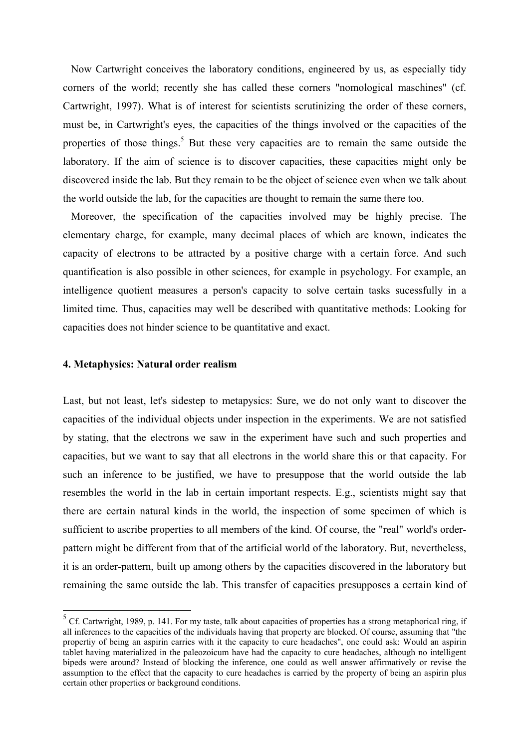Now Cartwright conceives the laboratory conditions, engineered by us, as especially tidy corners of the world; recently she has called these corners "nomological maschines" (cf. Cartwright, 1997). What is of interest for scientists scrutinizing the order of these corners, must be, in Cartwright's eyes, the capacities of the things involved or the capacities of the properties of those things.[5] But these very capacities are to remain the same outside the laboratory. If the aim of science is to discover capacities, these capacities might only be discovered inside the lab. But they remain to be the object of science even when we talk about the world outside the lab, for the capacities are thought to remain the same there too.

Moreover, the specification of the capacities involved may be highly precise. The elementary charge, for example, many decimal places of which are known, indicates the capacity of electrons to be attracted by a positive charge with a certain force. And such quantification is also possible in other sciences, for example in psychology. For example, an intelligence quotient measures a person's capacity to solve certain tasks sucessfully in a limited time. Thus, capacities may well be described with quantitative methods: Looking for capacities does not hinder science to be quantitative and exact.

### 4. Metaphysics: Natural order realism

Last, but not least, let's sidestep to metapysics: Sure, we do not only want to discover the capacities of the individual objects under inspection in the experiments. We are not satisfied by stating, that the electrons we saw in the experiment have such and such properties and capacities, but we want to say that all electrons in the world share this or that capacity. For such an inference to be justified, we have to presuppose that the world outside the lab resembles the world in the lab in certain important respects. E.g., scientists might say that there are certain natural kinds in the world, the inspection of some specimen of which is sufficient to ascribe properties to all members of the kind. Of course, the "real" world's order-pattern might be different from that of the artificial world of the laboratory. But, nevertheless, it is an order-pattern, built up among others by the capacities discovered in the laboratory but remaining the same outside the lab. This transfer of capacities presupposes a certain kind of

---

[5] Cf. Cartwright, 1989, p. 141. For my taste, talk about capacities of properties has a strong metaphorical ring, if all inferences to the capacities of the individuals having that property are blocked. Of course, assuming that "the propertiy of being an aspirin carries with it the capacity to cure headaches", one could ask: Would an aspirin tablet having materialized in the paleozoicum have had the capacity to cure headaches, although no intelligent bipeds were around? Instead of blocking the inference, one could as well answer affirmatively or revise the assumption to the effect that the capacity to cure headaches is carried by the property of being an aspirin plus certain other properties or background conditions.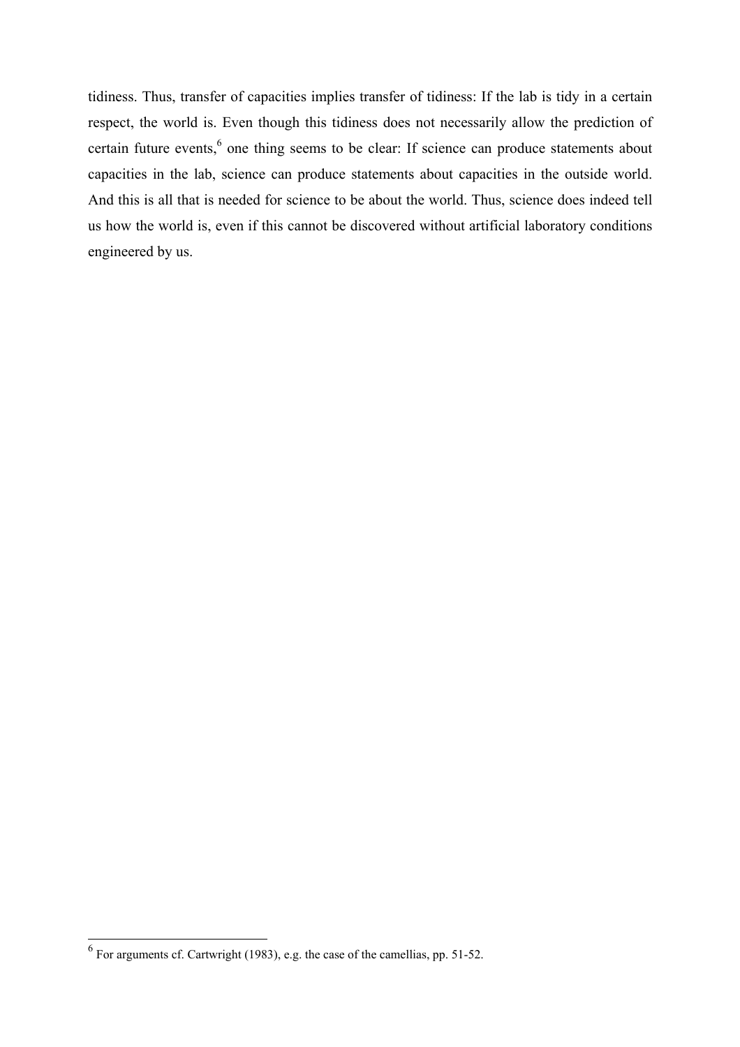tidiness. Thus, transfer of capacities implies transfer of tidiness: If the lab is tidy in a certain respect, the world is. Even though this tidiness does not necessarily allow the prediction of certain future events,[6] one thing seems to be clear: If science can produce statements about capacities in the lab, science can produce statements about capacities in the outside world. And this is all that is needed for science to be about the world. Thus, science does indeed tell us how the world is, even if this cannot be discovered without artificial laboratory conditions engineered by us.

[6] For arguments cf. Cartwright (1983), e.g. the case of the camellias, pp. 51-52.